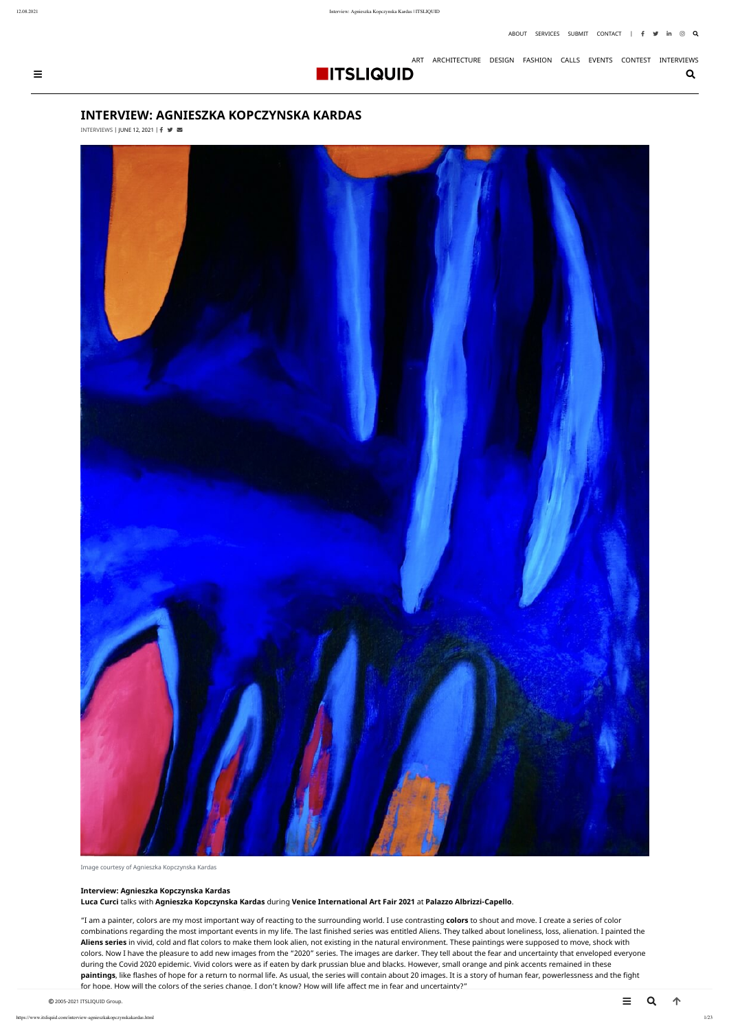# INTERVIEW: AGNIESZKA KOPCZYNSKA KARDAS

INTERVIEWS | JUNE 12, 2021

Image courtesy of Agnieszka Kopczynska Kardas

**Interview: Agnieszka Kopczynska Kardas**

**Luca Curci** talks with **Agnieszka Kopczynska Kardas** during **Venice International Art Fair 2021** at **Palazzo Albrizzi-Capello**.

"I am a painter, colors are my most important way of reacting to the surrounding world. I use contrasting **colors** to shout and move. I create a series of color combinations regarding the most important events in my life. The last finished series was entitled Aliens. They talked about loneliness, loss, alienation. I painted the **Aliens series** in vivid, cold and flat colors to make them look alien, not existing in the natural environment. These paintings were supposed to move, shock with colors. Now I have the pleasure to add new images from the "2020" series. The images are darker. They tell about the fear and uncertainty that enveloped everyone during the Covid 2020 epidemic. Vivid colors were as if eaten by dark prussian blue and blacks. However, small orange and pink accents remained in these **paintings**, like flashes of hope for a return to normal life. As usual, the series will contain about 20 images. It is a story of human fear, powerlessness and the fight for hope. How will the colors of the series change, I don't know? How will life affect me in fear and uncertainty?"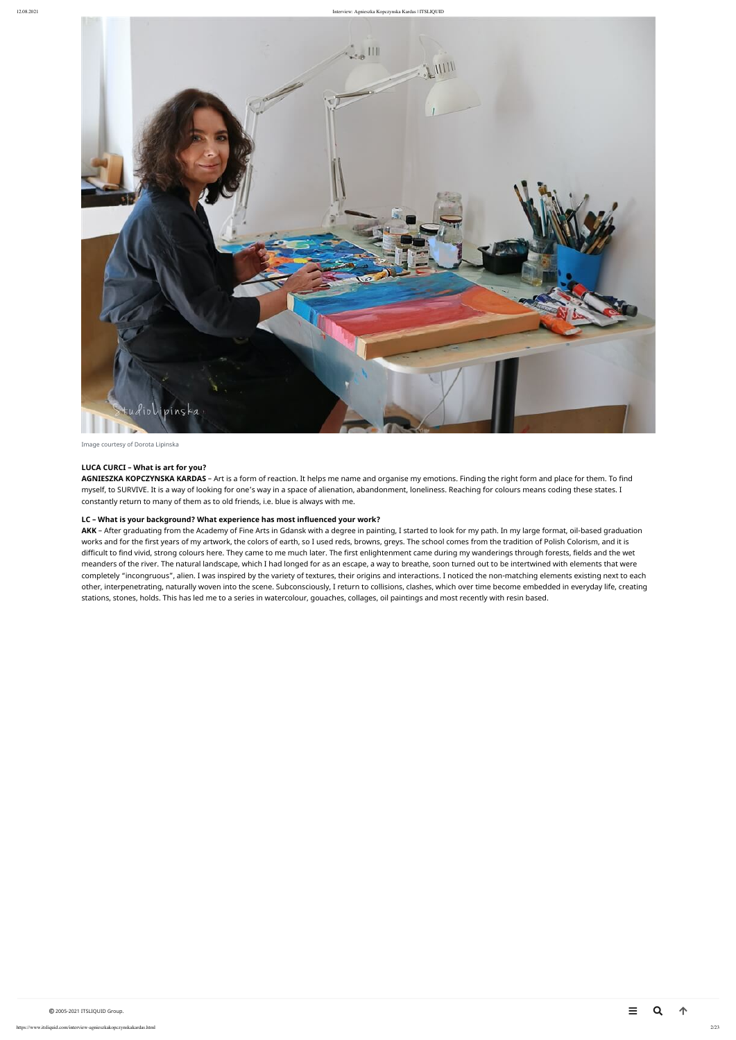Image courtesy of Dorota Lipinska

**LUCA CURCI – What is art for you?**

**AGNIESZKA KOPCZYNSKA KARDAS** – Art is a form of reaction. It helps me name and organise my emotions. Finding the right form and place for them. To find myself, to SURVIVE. It is a way of looking for one's way in a space of alienation, abandonment, loneliness. Reaching for colours means coding these states. I constantly return to many of them as to old friends, i.e. blue is always with me.

**LC – What is your background? What experience has most influenced your work?**

**AKK** – After graduating from the Academy of Fine Arts in Gdansk with a degree in painting, I started to look for my path. In my large format, oil-based graduation works and for the first years of my artwork, the colors of earth, so I used reds, browns, greys. The school comes from the tradition of Polish Colorism, and it is difficult to find vivid, strong colours here. They came to me much later. The first enlightenment came during my wanderings through forests, fields and the wet meanders of the river. The natural landscape, which I had longed for as an escape, a way to breathe, soon turned out to be intertwined with elements that were completely "incongruous", alien. I was inspired by the variety of textures, their origins and interactions. I noticed the non-matching elements existing next to each other, interpenetrating, naturally woven into the scene. Subconsciously, I return to collisions, clashes, which over time become embedded in everyday life, creating stations, stones, holds. This has led me to a series in watercolour, gouaches, collages, oil paintings and most recently with resin based.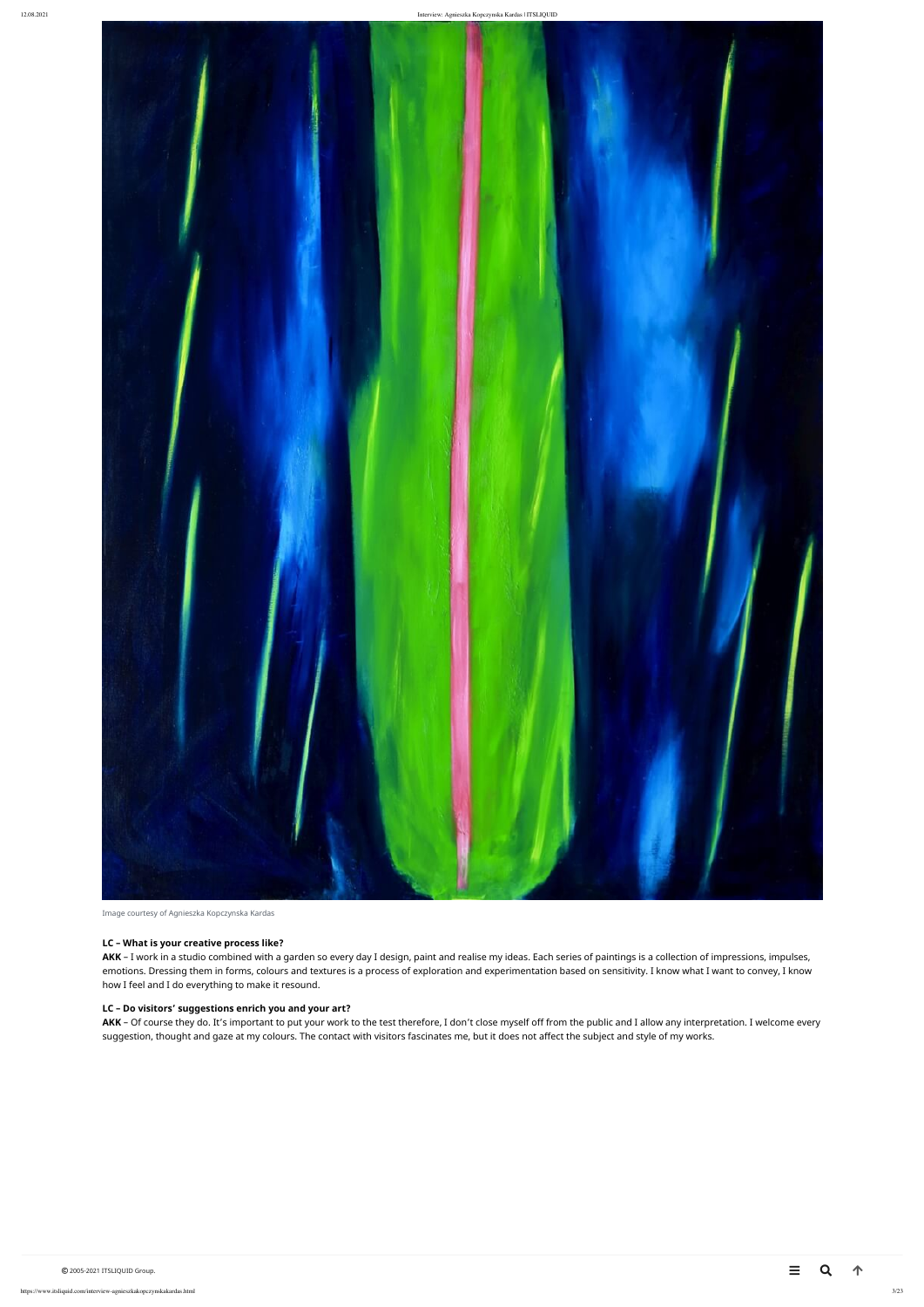Image courtesy of Agnieszka Kopczynska Kardas

**LC – What is your creative process like?**
**AKK** – I work in a studio combined with a garden so every day I design, paint and realise my ideas. Each series of paintings is a collection of impressions, impulses, emotions. Dressing them in forms, colours and textures is a process of exploration and experimentation based on sensitivity. I know what I want to convey, I know how I feel and I do everything to make it resound.

**LC – Do visitors' suggestions enrich you and your art?**
**AKK** – Of course they do. It's important to put your work to the test therefore, I don't close myself off from the public and I allow any interpretation. I welcome every suggestion, thought and gaze at my colours. The contact with visitors fascinates me, but it does not affect the subject and style of my works.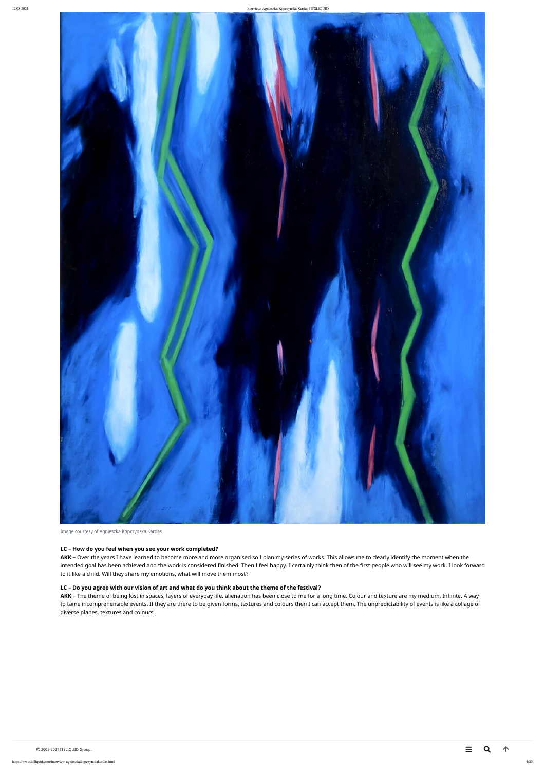Image courtesy of Agnieszka Kopczynska Kardas

**LC – How do you feel when you see your work completed?**

**AKK** – Over the years I have learned to become more and more organised so I plan my series of works. This allows me to clearly identify the moment when the intended goal has been achieved and the work is considered finished. Then I feel happy. I certainly think then of the first people who will see my work. I look forward to it like a child. Will they share my emotions, what will move them most?

**LC – Do you agree with our vision of art and what do you think about the theme of the festival?**

**AKK** – The theme of being lost in spaces, layers of everyday life, alienation has been close to me for a long time. Colour and texture are my medium. Infinite. A way to tame incomprehensible events. If they are there to be given forms, textures and colours then I can accept them. The unpredictability of events is like a collage of diverse planes, textures and colours.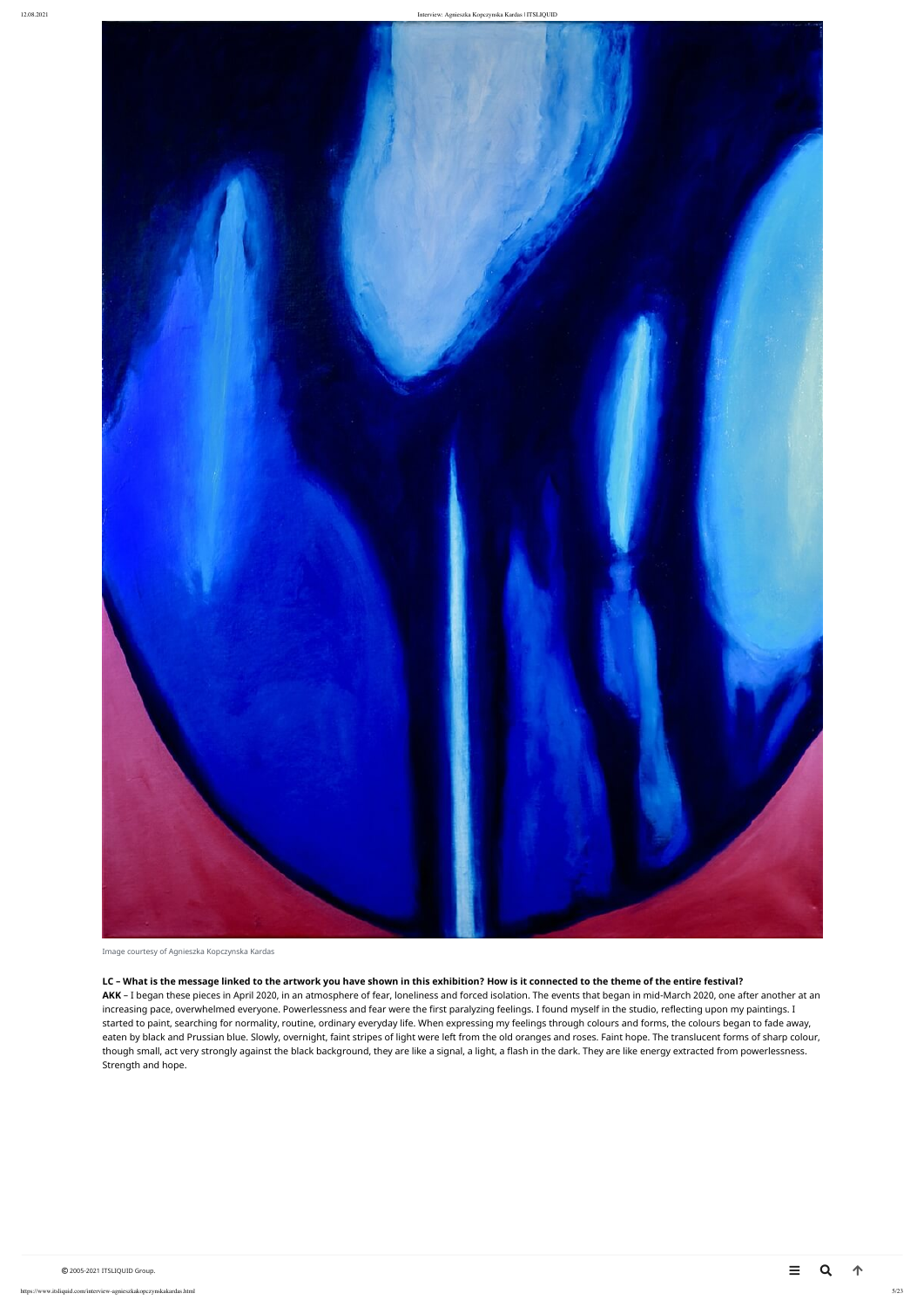Image courtesy of Agnieszka Kopczynska Kardas

**LC – What is the message linked to the artwork you have shown in this exhibition? How is it connected to the theme of the entire festival?**

**AKK** – I began these pieces in April 2020, in an atmosphere of fear, loneliness and forced isolation. The events that began in mid-March 2020, one after another at an increasing pace, overwhelmed everyone. Powerlessness and fear were the first paralyzing feelings. I found myself in the studio, reflecting upon my paintings. I started to paint, searching for normality, routine, ordinary everyday life. When expressing my feelings through colours and forms, the colours began to fade away, eaten by black and Prussian blue. Slowly, overnight, faint stripes of light were left from the old oranges and roses. Faint hope. The translucent forms of sharp colour, though small, act very strongly against the black background, they are like a signal, a light, a flash in the dark. They are like energy extracted from powerlessness. Strength and hope.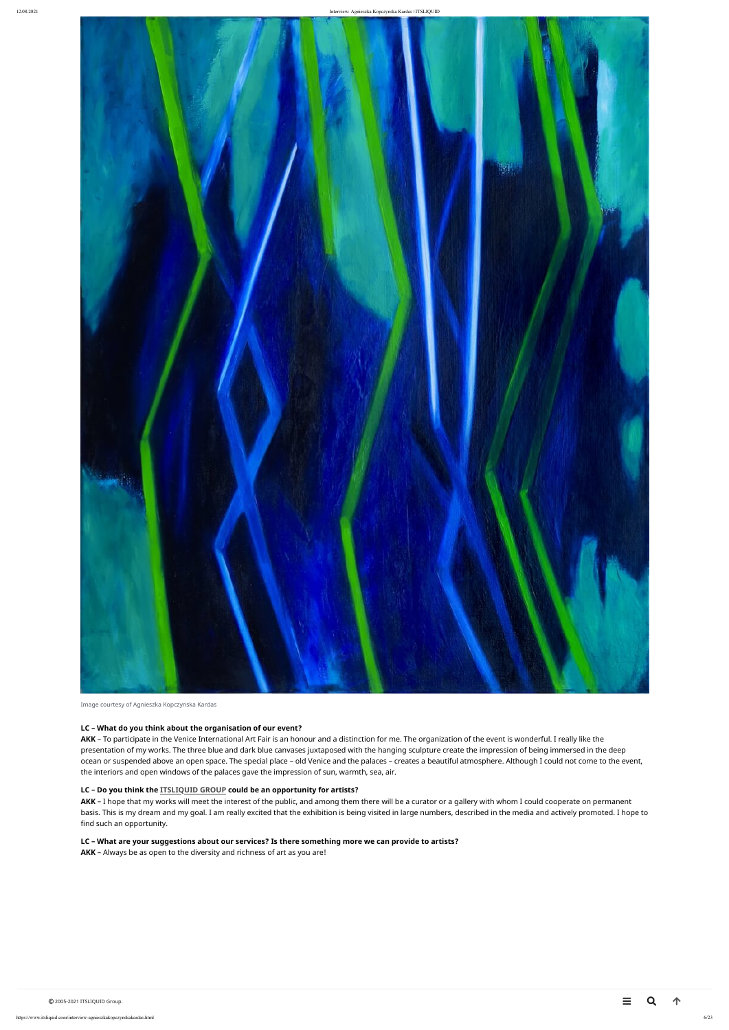Image courtesy of Agnieszka Kopczynska Kardas

**LC – What do you think about the organisation of our event?**

**AKK** – To participate in the Venice International Art Fair is an honour and a distinction for me. The organization of the event is wonderful. I really like the presentation of my works. The three blue and dark blue canvases juxtaposed with the hanging sculpture create the impression of being immersed in the deep ocean or suspended above an open space. The special place – old Venice and the palaces – creates a beautiful atmosphere. Although I could not come to the event, the interiors and open windows of the palaces gave the impression of sun, warmth, sea, air.

**LC – Do you think the ITSLIQUID GROUP could be an opportunity for artists?**

**AKK** – I hope that my works will meet the interest of the public, and among them there will be a curator or a gallery with whom I could cooperate on permanent basis. This is my dream and my goal. I am really excited that the exhibition is being visited in large numbers, described in the media and actively promoted. I hope to find such an opportunity.

**LC – What are your suggestions about our services? Is there something more we can provide to artists?**

**AKK** – Always be as open to the diversity and richness of art as you are!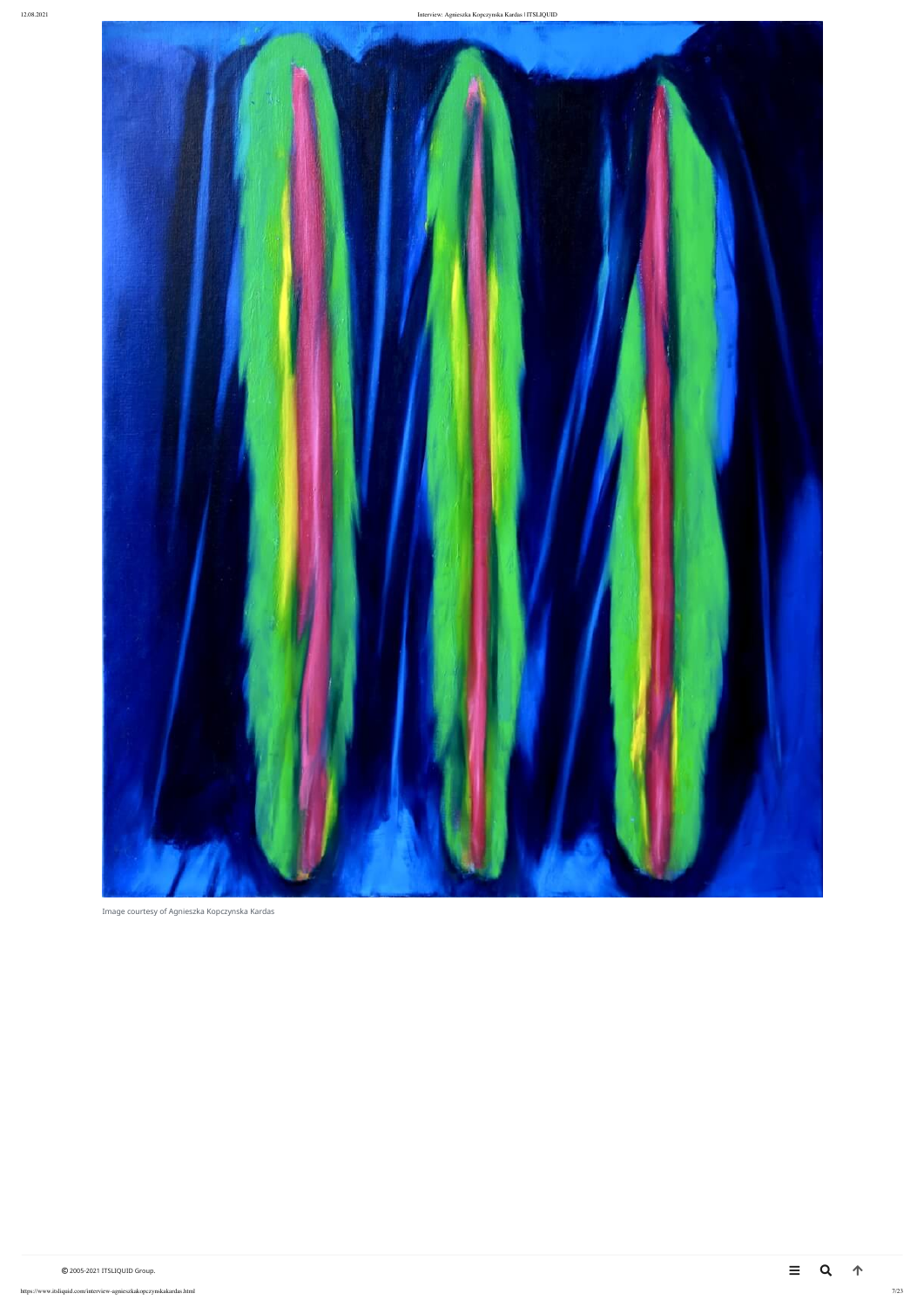Image courtesy of Agnieszka Kopczynska Kardas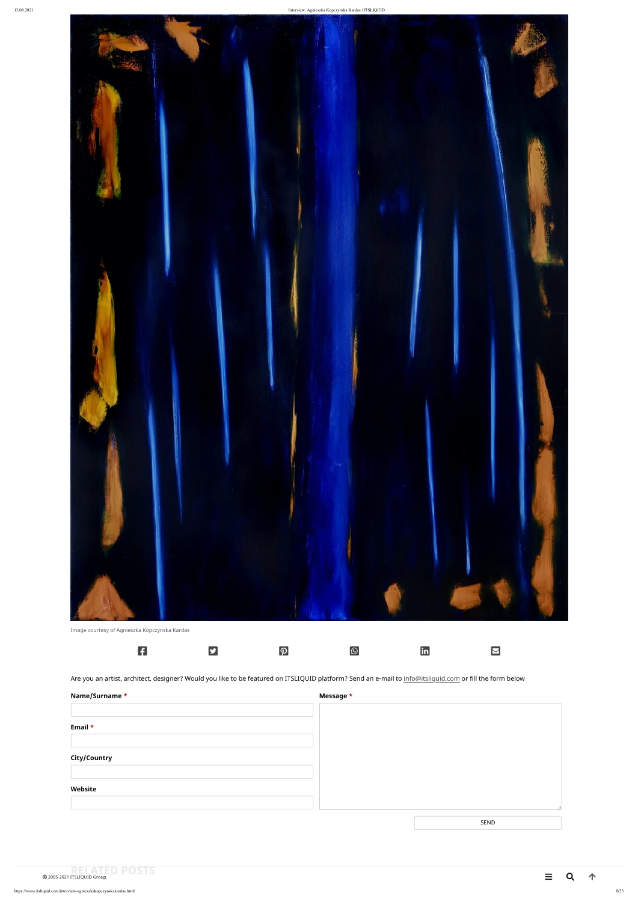Image courtesy of Agnieszka Kopczynska Kardas

Are you an artist, architect, designer? Would you like to be featured on ITSLIQUID platform? Send an e-mail to info@itsliquid.com or fill the form below

**Name/Surname** *

**Email** *

**City/Country**

**Website**

**Message** *

SEND

RELATED POSTS

© 2005-2021 ITSLIQUID Group.